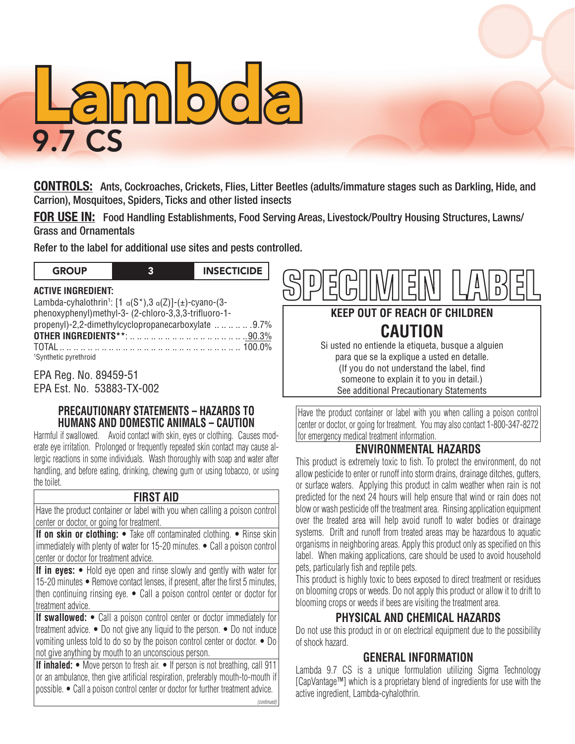# Lambda 9.7 CS

**CONTROLS:** Ants, Cockroaches, Crickets, Flies, Litter Beetles (adults/immature stages such as Darkling, Hide, and Carrion), Mosquitoes, Spiders, Ticks and other listed insects

**FOR USE IN:** Food Handling Establishments, Food Serving Areas, Livestock/Poultry Housing Structures, Lawns/ Grass and Ornamentals

Refer to the label for additional use sites and pests controlled.

| GROUP | 3 | INSECTICIDE |
|---|---|---|

**ACTIVE INGREDIENT:**

Lambda-cyhalothrin[1]: [1 α(S*),3 α(Z)]-(±)-cyano-(3-phenoxyphenyl)methyl-3- (2-chloro-3,3,3-trifluoro-1-propenyl)-2,2-dimethylcyclopropanecarboxylate .......9.7%
**OTHER INGREDIENTS****: ........................90.3%
TOTAL........................................100.0%

[1]Synthetic pyrethroid

EPA Reg. No. 89459-51
EPA Est. No. 53883-TX-002

## PRECAUTIONARY STATEMENTS – HAZARDS TO HUMANS AND DOMESTIC ANIMALS – CAUTION

Harmful if swallowed. Avoid contact with skin, eyes or clothing. Causes moderate eye irritation. Prolonged or frequently repeated skin contact may cause allergic reactions in some individuals. Wash thoroughly with soap and water after handling, and before eating, drinking, chewing gum or using tobacco, or using the toilet.

## FIRST AID

Have the product container or label with you when calling a poison control center or doctor, or going for treatment.

**If on skin or clothing:** • Take off contaminated clothing. • Rinse skin immediately with plenty of water for 15-20 minutes. • Call a poison control center or doctor for treatment advice.

**If in eyes:** • Hold eye open and rinse slowly and gently with water for 15-20 minutes • Remove contact lenses, if present, after the first 5 minutes, then continuing rinsing eye. • Call a poison control center or doctor for treatment advice.

**If swallowed:** • Call a poison control center or doctor immediately for treatment advice. • Do not give any liquid to the person. • Do not induce vomiting unless told to do so by the poison control center or doctor. • Do not give anything by mouth to an unconscious person.

**If inhaled:** • Move person to fresh air. • If person is not breathing, call 911 or an ambulance, then give artificial respiration, preferably mouth-to-mouth if possible. • Call a poison control center or doctor for further treatment advice.

*(continued)*

# SPECIMEN LABEL

## KEEP OUT OF REACH OF CHILDREN

## CAUTION

Si usted no entiende la etiqueta, busque a alguien para que se la explique a usted en detalle.
(If you do not understand the label, find someone to explain it to you in detail.)
See additional Precautionary Statements

Have the product container or label with you when calling a poison control center or doctor, or going for treatment. You may also contact 1-800-347-8272 for emergency medical treatment information.

## ENVIRONMENTAL HAZARDS

This product is extremely toxic to fish. To protect the environment, do not allow pesticide to enter or runoff into storm drains, drainage ditches, gutters, or surface waters. Applying this product in calm weather when rain is not predicted for the next 24 hours will help ensure that wind or rain does not blow or wash pesticide off the treatment area. Rinsing application equipment over the treated area will help avoid runoff to water bodies or drainage systems. Drift and runoff from treated areas may be hazardous to aquatic organisms in neighboring areas. Apply this product only as specified on this label. When making applications, care should be used to avoid household pets, particularly fish and reptile pets.

This product is highly toxic to bees exposed to direct treatment or residues on blooming crops or weeds. Do not apply this product or allow it to drift to blooming crops or weeds if bees are visiting the treatment area.

## PHYSICAL AND CHEMICAL HAZARDS

Do not use this product in or on electrical equipment due to the possibility of shock hazard.

## GENERAL INFORMATION

Lambda 9.7 CS is a unique formulation utilizing Sigma Technology [CapVantage™] which is a proprietary blend of ingredients for use with the active ingredient, Lambda-cyhalothrin.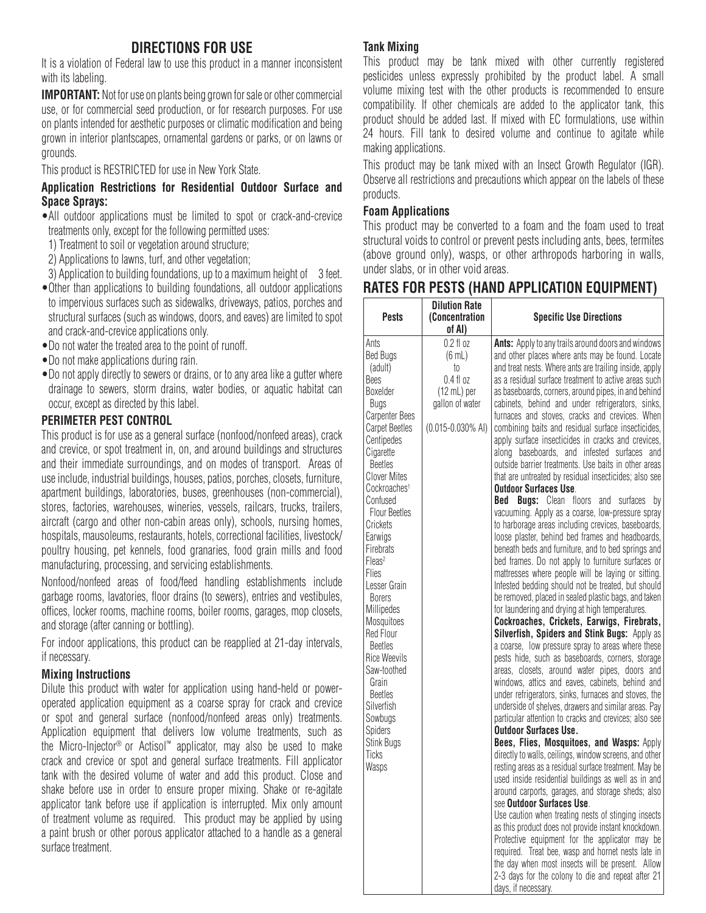## DIRECTIONS FOR USE

It is a violation of Federal law to use this product in a manner inconsistent with its labeling.

**IMPORTANT:** Not for use on plants being grown for sale or other commercial use, or for commercial seed production, or for research purposes. For use on plants intended for aesthetic purposes or climatic modification and being grown in interior plantscapes, ornamental gardens or parks, or on lawns or grounds.

This product is RESTRICTED for use in New York State.

**Application Restrictions for Residential Outdoor Surface and Space Sprays:**

- All outdoor applications must be limited to spot or crack-and-crevice treatments only, except for the following permitted uses:
  1) Treatment to soil or vegetation around structure;
  2) Applications to lawns, turf, and other vegetation;
  3) Application to building foundations, up to a maximum height of 3 feet.
- Other than applications to building foundations, all outdoor applications to impervious surfaces such as sidewalks, driveways, patios, porches and structural surfaces (such as windows, doors, and eaves) are limited to spot and crack-and-crevice applications only.
- Do not water the treated area to the point of runoff.
- Do not make applications during rain.
- Do not apply directly to sewers or drains, or to any area like a gutter where drainage to sewers, storm drains, water bodies, or aquatic habitat can occur, except as directed by this label.

### PERIMETER PEST CONTROL

This product is for use as a general surface (nonfood/nonfeed areas), crack and crevice, or spot treatment in, on, and around buildings and structures and their immediate surroundings, and on modes of transport. Areas of use include, industrial buildings, houses, patios, porches, closets, furniture, apartment buildings, laboratories, buses, greenhouses (non-commercial), stores, factories, warehouses, wineries, vessels, railcars, trucks, trailers, aircraft (cargo and other non-cabin areas only), schools, nursing homes, hospitals, mausoleums, restaurants, hotels, correctional facilities, livestock/poultry housing, pet kennels, food granaries, food grain mills and food manufacturing, processing, and servicing establishments.

Nonfood/nonfeed areas of food/feed handling establishments include garbage rooms, lavatories, floor drains (to sewers), entries and vestibules, offices, locker rooms, machine rooms, boiler rooms, garages, mop closets, and storage (after canning or bottling).

For indoor applications, this product can be reapplied at 21-day intervals, if necessary.

#### Mixing Instructions

Dilute this product with water for application using hand-held or power-operated application equipment as a coarse spray for crack and crevice or spot and general surface (nonfood/nonfeed areas only) treatments. Application equipment that delivers low volume treatments, such as the Micro-Injector® or Actisol™ applicator, may also be used to make crack and crevice or spot and general surface treatments. Fill applicator tank with the desired volume of water and add this product. Close and shake before use in order to ensure proper mixing. Shake or re-agitate applicator tank before use if application is interrupted. Mix only amount of treatment volume as required. This product may be applied by using a paint brush or other porous applicator attached to a handle as a general surface treatment.

#### Tank Mixing

This product may be tank mixed with other currently registered pesticides unless expressly prohibited by the product label. A small volume mixing test with the other products is recommended to ensure compatibility. If other chemicals are added to the applicator tank, this product should be added last. If mixed with EC formulations, use within 24 hours. Fill tank to desired volume and continue to agitate while making applications.

This product may be tank mixed with an Insect Growth Regulator (IGR). Observe all restrictions and precautions which appear on the labels of these products.

#### Foam Applications

This product may be converted to a foam and the foam used to treat structural voids to control or prevent pests including ants, bees, termites (above ground only), wasps, or other arthropods harboring in walls, under slabs, or in other void areas.

## RATES FOR PESTS (HAND APPLICATION EQUIPMENT)

| Pests | Dilution Rate (Concentration of AI) | Specific Use Directions |
|---|---|---|
| Ants<br>Bed Bugs (adult)<br>Bees<br>Boxelder Bugs<br>Carpenter Bees<br>Carpet Beetles<br>Centipedes<br>Cigarette Beetles<br>Clover Mites<br>Cockroaches[1]<br>Confused Flour Beetles<br>Crickets<br>Earwigs<br>Firebrats<br>Fleas[2]<br>Flies<br>Lesser Grain Borers<br>Millipedes<br>Mosquitoes<br>Red Flour Beetles<br>Rice Weevils<br>Saw-toothed Grain Beetles<br>Silverfish<br>Sowbugs<br>Spiders<br>Stink Bugs<br>Ticks<br>Wasps | 0.2 fl oz (6 mL) to 0.4 fl oz (12 mL) per gallon of water<br><br>(0.015-0.030% AI) | **Ants:** Apply to any trails around doors and windows and other places where ants may be found. Locate and treat nests. Where ants are trailing inside, apply as a residual surface treatment to active areas such as baseboards, corners, around pipes, in and behind cabinets, behind and under refrigerators, sinks, furnaces and stoves, cracks and crevices. When combining baits and residual surface insecticides, apply surface insecticides in cracks and crevices, along baseboards, and infested surfaces and outside barrier treatments. Use baits in other areas that are untreated by residual insecticides; also see **Outdoor Surfaces Use**.<br>**Bed Bugs:** Clean floors and surfaces by vacuuming. Apply as a coarse, low-pressure spray to harborage areas including crevices, baseboards, loose plaster, behind bed frames and headboards, beneath beds and furniture, and to bed springs and bed frames. Do not apply to furniture surfaces or mattresses where people will be laying or sitting. Infested bedding should not be treated, but should be removed, placed in sealed plastic bags, and taken for laundering and drying at high temperatures.<br>**Cockroaches, Crickets, Earwigs, Firebrats, Silverfish, Spiders and Stink Bugs:** Apply as a coarse, low pressure spray to areas where these pests hide, such as baseboards, corners, storage areas, closets, around water pipes, doors and windows, attics and eaves, cabinets, behind and under refrigerators, sinks, furnaces and stoves, the underside of shelves, drawers and similar areas. Pay particular attention to cracks and crevices; also see **Outdoor Surfaces Use.**<br>**Bees, Flies, Mosquitoes, and Wasps:** Apply directly to walls, ceilings, window screens, and other resting areas as a residual surface treatment. May be used inside residential buildings as well as in and around carports, garages, and storage sheds; also see **Outdoor Surfaces Use**.<br>Use caution when treating nests of stinging insects as this product does not provide instant knockdown. Protective equipment for the applicator may be required. Treat bee, wasp and hornet nests late in the day when most insects will be present. Allow 2-3 days for the colony to die and repeat after 21 days, if necessary. |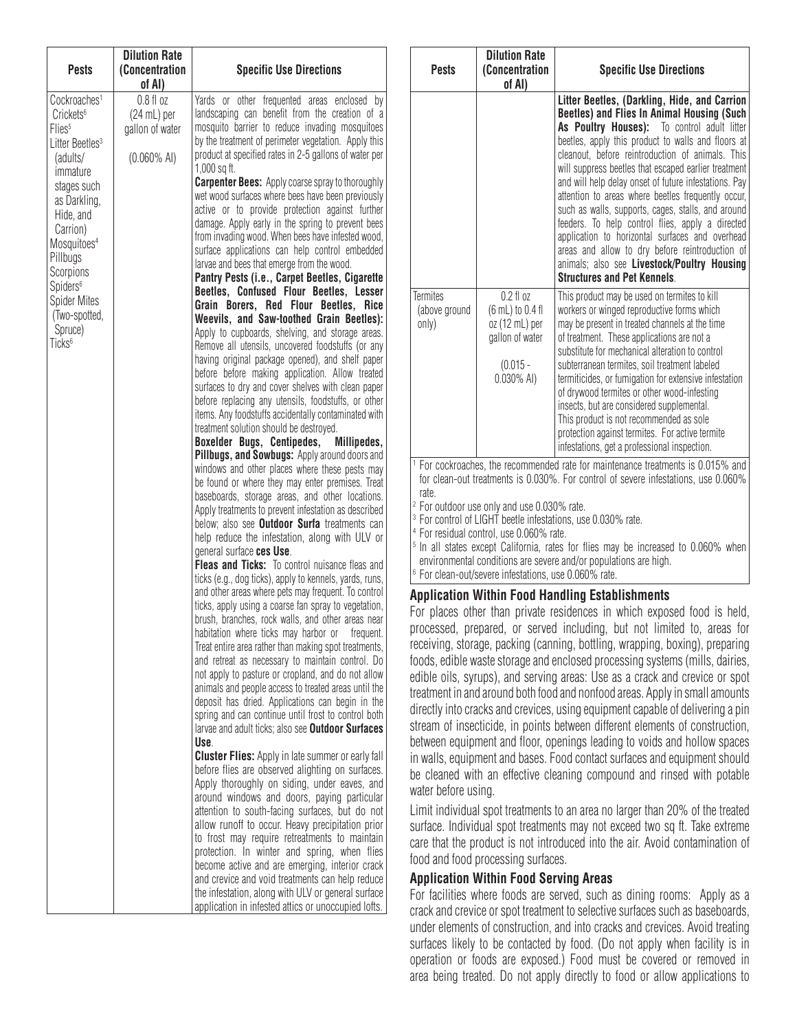| Pests | Dilution Rate (Concentration of AI) | Specific Use Directions |
|---|---|---|
| Cockroaches[1] Crickets[6] Flies[5] Litter Beetles[3] (adults/ immature stages such as Darkling, Hide, and Carrion) Mosquitoes[4] Pillbugs Scorpions Spiders[6] Spider Mites (Two-spotted, Spruce) Ticks[5] | 0.8 fl oz (24 mL) per gallon of water (0.060% AI) | Yards or other frequented areas enclosed by landscaping can benefit from the creation of a mosquito barrier to reduce invading mosquitoes by the treatment of perimeter vegetation. Apply this product at specified rates in 2-5 gallons of water per 1,000 sq ft. **Carpenter Bees:** Apply coarse spray to thoroughly wet wood surfaces where bees have been previously active or to provide protection against further damage. Apply early in the spring to prevent bees from invading wood. When bees have infested wood, surface applications can help control embedded larvae and bees that emerge from the wood. **Pantry Pests (i.e., Carpet Beetles, Cigarette Beetles, Confused Flour Beetles, Lesser Grain Borers, Red Flour Beetles, Rice Weevils, and Saw-toothed Grain Beetles):** Apply to cupboards, shelving, and storage areas. Remove all utensils, uncovered foodstuffs (or any having original package opened), and shelf paper before before making application. Allow treated surfaces to dry and cover shelves with clean paper before replacing any utensils, foodstuffs, or other items. Any foodstuffs accidentally contaminated with treatment solution should be destroyed. **Boxelder Bugs, Centipedes, Millipedes, Pillbugs, and Sowbugs:** Apply around doors and windows and other places where these pests may be found or where they may enter premises. Treat baseboards, storage areas, and other locations. Apply treatments to prevent infestation as described below; also see **Outdoor Surfa** treatments can help reduce the infestation, along with ULV or general surface **ces Use**. **Fleas and Ticks:** To control nuisance fleas and ticks (e.g., dog ticks), apply to kennels, yards, runs, and other areas where pets may frequent. To control ticks, apply using a coarse fan spray to vegetation, brush, branches, rock walls, and other areas near habitation where ticks may harbor or frequent. Treat entire area rather than making spot treatments, and retreat as necessary to maintain control. Do not apply to pasture or cropland, and do not allow animals and people access to treated areas until the deposit has dried. Applications can begin in the spring and can continue until frost to control both larvae and adult ticks; also see **Outdoor Surfaces Use**. **Cluster Flies:** Apply in late summer or early fall before flies are observed alighting on surfaces. Apply thoroughly on siding, under eaves, and around windows and doors, paying particular attention to south-facing surfaces, but do not allow runoff to occur. Heavy precipitation prior to frost may require retreatments to maintain protection. In winter and spring, when flies become active and are emerging, interior crack and crevice and void treatments can help reduce the infestation, along with ULV or general surface application in infested attics or unoccupied lofts. |
| | | **Litter Beetles, (Darkling, Hide, and Carrion Beetles) and Flies In Animal Housing (Such As Poultry Houses):** To control adult litter beetles, apply this product to walls and floors at cleanout, before reintroduction of animals. This will suppress beetles that escaped earlier treatment and will help delay onset of future infestations. Pay attention to areas where beetles frequently occur, such as walls, supports, cages, stalls, and around feeders. To help control flies, apply a directed application to horizontal surfaces and overhead areas and allow to dry before reintroduction of animals; also see **Livestock/Poultry Housing Structures and Pet Kennels**. |
| Termites (above ground only) | 0.2 fl oz (6 mL) to 0.4 fl oz (12 mL) per gallon of water (0.015 - 0.030% AI) | This product may be used on termites to kill workers or winged reproductive forms which may be present in treated channels at the time of treatment. These applications are not a substitute for mechanical alteration to control subterranean termites, soil treatment labeled termiticides, or fumigation for extensive infestation of drywood termites or other wood-infesting insects, but are considered supplemental. This product is not recommended as sole protection against termites. For active termite infestations, get a professional inspection. |

[1] For cockroaches, the recommended rate for maintenance treatments is 0.015% and for clean-out treatments is 0.030%. For control of severe infestations, use 0.060% rate.
[2] For outdoor use only and use 0.030% rate.
[3] For control of LIGHT beetle infestations, use 0.030% rate.
[4] For residual control, use 0.060% rate.
[5] In all states except California, rates for flies may be increased to 0.060% when environmental conditions are severe and/or populations are high.
[6] For clean-out/severe infestations, use 0.060% rate.

### Application Within Food Handling Establishments

For places other than private residences in which exposed food is held, processed, prepared, or served including, but not limited to, areas for receiving, storage, packing (canning, bottling, wrapping, boxing), preparing foods, edible waste storage and enclosed processing systems (mills, dairies, edible oils, syrups), and serving areas: Use as a crack and crevice or spot treatment in and around both food and nonfood areas. Apply in small amounts directly into cracks and crevices, using equipment capable of delivering a pin stream of insecticide, in points between different elements of construction, between equipment and floor, openings leading to voids and hollow spaces in walls, equipment and bases. Food contact surfaces and equipment should be cleaned with an effective cleaning compound and rinsed with potable water before using.

Limit individual spot treatments to an area no larger than 20% of the treated surface. Individual spot treatments may not exceed two sq ft. Take extreme care that the product is not introduced into the air. Avoid contamination of food and food processing surfaces.

### Application Within Food Serving Areas

For facilities where foods are served, such as dining rooms: Apply as a crack and crevice or spot treatment to selective surfaces such as baseboards, under elements of construction, and into cracks and crevices. Avoid treating surfaces likely to be contacted by food. (Do not apply when facility is in operation or foods are exposed.) Food must be covered or removed in area being treated. Do not apply directly to food or allow applications to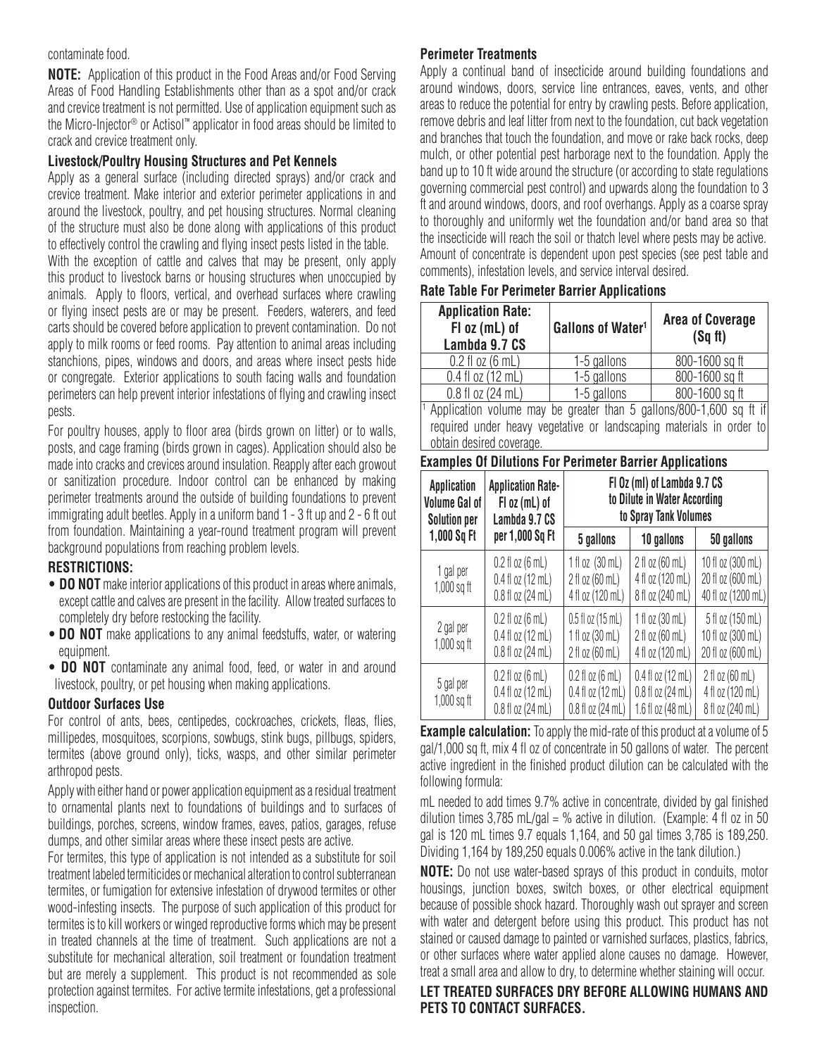contaminate food.

**NOTE:** Application of this product in the Food Areas and/or Food Serving Areas of Food Handling Establishments other than as a spot and/or crack and crevice treatment is not permitted. Use of application equipment such as the Micro-Injector® or Actisol™ applicator in food areas should be limited to crack and crevice treatment only.

### Livestock/Poultry Housing Structures and Pet Kennels

Apply as a general surface (including directed sprays) and/or crack and crevice treatment. Make interior and exterior perimeter applications in and around the livestock, poultry, and pet housing structures. Normal cleaning of the structure must also be done along with applications of this product to effectively control the crawling and flying insect pests listed in the table.

With the exception of cattle and calves that may be present, only apply this product to livestock barns or housing structures when unoccupied by animals. Apply to floors, vertical, and overhead surfaces where crawling or flying insect pests are or may be present. Feeders, waterers, and feed carts should be covered before application to prevent contamination. Do not apply to milk rooms or feed rooms. Pay attention to animal areas including stanchions, pipes, windows and doors, and areas where insect pests hide or congregate. Exterior applications to south facing walls and foundation perimeters can help prevent interior infestations of flying and crawling insect pests.

For poultry houses, apply to floor area (birds grown on litter) or to walls, posts, and cage framing (birds grown in cages). Application should also be made into cracks and crevices around insulation. Reapply after each growout or sanitization procedure. Indoor control can be enhanced by making perimeter treatments around the outside of building foundations to prevent immigrating adult beetles. Apply in a uniform band 1 - 3 ft up and 2 - 6 ft out from foundation. Maintaining a year-round treatment program will prevent background populations from reaching problem levels.

### RESTRICTIONS:

- **DO NOT** make interior applications of this product in areas where animals, except cattle and calves are present in the facility. Allow treated surfaces to completely dry before restocking the facility.
- **DO NOT** make applications to any animal feedstuffs, water, or watering equipment.
- **DO NOT** contaminate any animal food, feed, or water in and around livestock, poultry, or pet housing when making applications.

### Outdoor Surfaces Use

For control of ants, bees, centipedes, cockroaches, crickets, fleas, flies, millipedes, mosquitoes, scorpions, sowbugs, stink bugs, pillbugs, spiders, termites (above ground only), ticks, wasps, and other similar perimeter arthropod pests.

Apply with either hand or power application equipment as a residual treatment to ornamental plants next to foundations of buildings and to surfaces of buildings, porches, screens, window frames, eaves, patios, garages, refuse dumps, and other similar areas where these insect pests are active.

For termites, this type of application is not intended as a substitute for soil treatment labeled termiticides or mechanical alteration to control subterranean termites, or fumigation for extensive infestation of drywood termites or other wood-infesting insects. The purpose of such application of this product for termites is to kill workers or winged reproductive forms which may be present in treated channels at the time of treatment. Such applications are not a substitute for mechanical alteration, soil treatment or foundation treatment but are merely a supplement. This product is not recommended as sole protection against termites. For active termite infestations, get a professional inspection.

### Perimeter Treatments

Apply a continual band of insecticide around building foundations and around windows, doors, service line entrances, eaves, vents, and other areas to reduce the potential for entry by crawling pests. Before application, remove debris and leaf litter from next to the foundation, cut back vegetation and branches that touch the foundation, and move or rake back rocks, deep mulch, or other potential pest harborage next to the foundation. Apply the band up to 10 ft wide around the structure (or according to state regulations governing commercial pest control) and upwards along the foundation to 3 ft and around windows, doors, and roof overhangs. Apply as a coarse spray to thoroughly and uniformly wet the foundation and/or band area so that the insecticide will reach the soil or thatch level where pests may be active. Amount of concentrate is dependent upon pest species (see pest table and comments), infestation levels, and service interval desired.

### Rate Table For Perimeter Barrier Applications

| Application Rate: Fl oz (mL) of Lambda 9.7 CS | Gallons of Water[1] | Area of Coverage (Sq ft) |
|---|---|---|
| 0.2 fl oz (6 mL) | 1-5 gallons | 800-1600 sq ft |
| 0.4 fl oz (12 mL) | 1-5 gallons | 800-1600 sq ft |
| 0.8 fl oz (24 mL) | 1-5 gallons | 800-1600 sq ft |

[1] Application volume may be greater than 5 gallons/800-1,600 sq ft if required under heavy vegetative or landscaping materials in order to obtain desired coverage.

### Examples Of Dilutions For Perimeter Barrier Applications

| Application Volume Gal of Solution per 1,000 Sq Ft | Application Rate- Fl oz (mL) of Lambda 9.7 CS per 1,000 Sq Ft | Fl Oz (ml) of Lambda 9.7 CS to Dilute in Water According to Spray Tank Volumes | | |
|---|---|---|---|---|
| | | 5 gallons | 10 gallons | 50 gallons |
| 1 gal per 1,000 sq ft | 0.2 fl oz (6 mL)<br>0.4 fl oz (12 mL)<br>0.8 fl oz (24 mL) | 1 fl oz (30 mL)<br>2 fl oz (60 mL)<br>4 fl oz (120 mL) | 2 fl oz (60 mL)<br>4 fl oz (120 mL)<br>8 fl oz (240 mL) | 10 fl oz (300 mL)<br>20 fl oz (600 mL)<br>40 fl oz (1200 mL) |
| 2 gal per 1,000 sq ft | 0.2 fl oz (6 mL)<br>0.4 fl oz (12 mL)<br>0.8 fl oz (24 mL) | 0.5 fl oz (15 mL)<br>1 fl oz (30 mL)<br>2 fl oz (60 mL) | 1 fl oz (30 mL)<br>2 fl oz (60 mL)<br>4 fl oz (120 mL) | 5 fl oz (150 mL)<br>10 fl oz (300 mL)<br>20 fl oz (600 mL) |
| 5 gal per 1,000 sq ft | 0.2 fl oz (6 mL)<br>0.4 fl oz (12 mL)<br>0.8 fl oz (24 mL) | 0.2 fl oz (6 mL)<br>0.4 fl oz (12 mL)<br>0.8 fl oz (24 mL) | 0.4 fl oz (12 mL)<br>0.8 fl oz (24 mL)<br>1.6 fl oz (48 mL) | 2 fl oz (60 mL)<br>4 fl oz (120 mL)<br>8 fl oz (240 mL) |

**Example calculation:** To apply the mid-rate of this product at a volume of 5 gal/1,000 sq ft, mix 4 fl oz of concentrate in 50 gallons of water. The percent active ingredient in the finished product dilution can be calculated with the following formula:

mL needed to add times 9.7% active in concentrate, divided by gal finished dilution times 3,785 mL/gal = % active in dilution. (Example: 4 fl oz in 50 gal is 120 mL times 9.7 equals 1,164, and 50 gal times 3,785 is 189,250. Dividing 1,164 by 189,250 equals 0.006% active in the tank dilution.)

**NOTE:** Do not use water-based sprays of this product in conduits, motor housings, junction boxes, switch boxes, or other electrical equipment because of possible shock hazard. Thoroughly wash out sprayer and screen with water and detergent before using this product. This product has not stained or caused damage to painted or varnished surfaces, plastics, fabrics, or other surfaces where water applied alone causes no damage. However, treat a small area and allow to dry, to determine whether staining will occur.

**LET TREATED SURFACES DRY BEFORE ALLOWING HUMANS AND PETS TO CONTACT SURFACES.**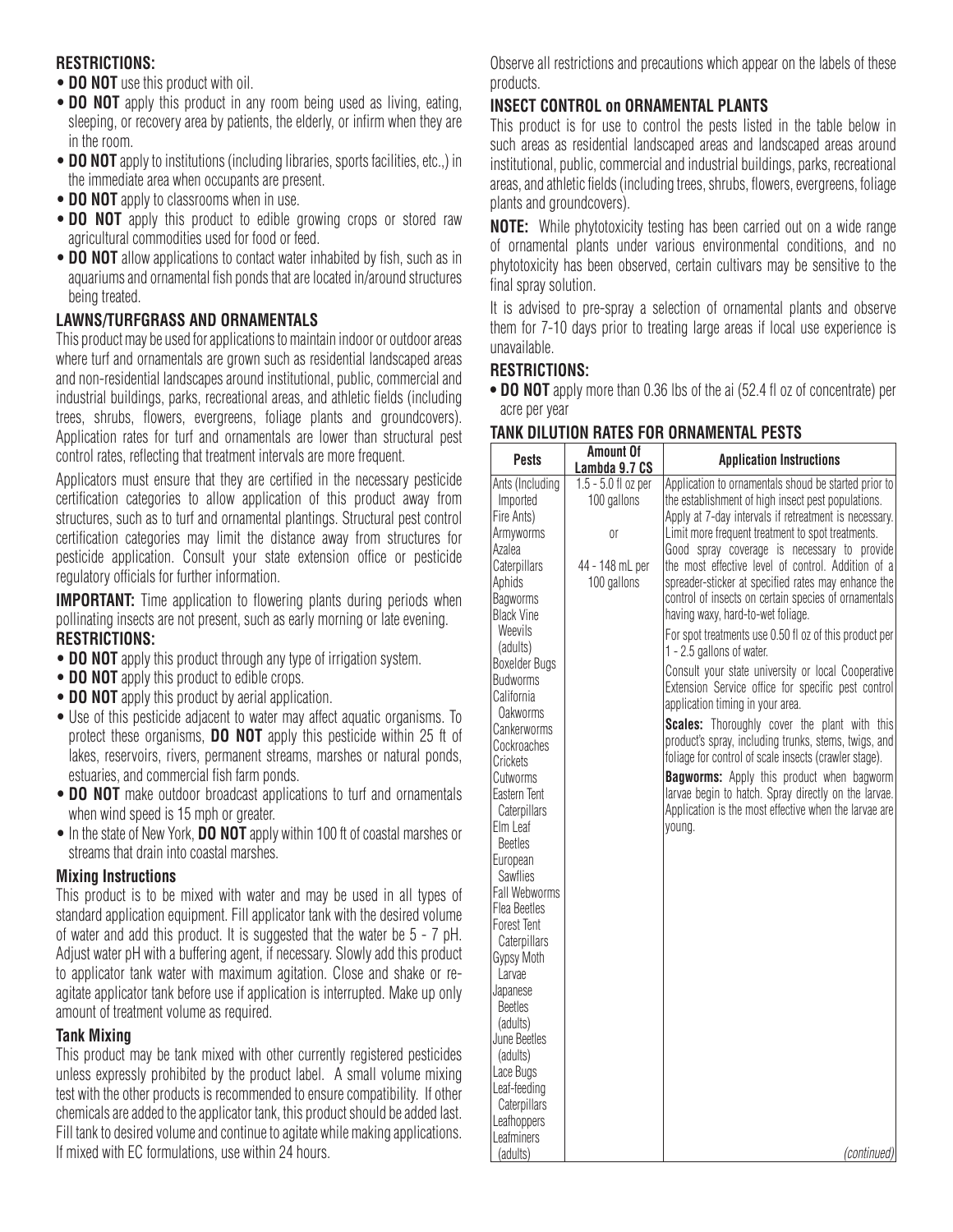**RESTRICTIONS:**

- **DO NOT** use this product with oil.
- **DO NOT** apply this product in any room being used as living, eating, sleeping, or recovery area by patients, the elderly, or infirm when they are in the room.
- **DO NOT** apply to institutions (including libraries, sports facilities, etc.,) in the immediate area when occupants are present.
- **DO NOT** apply to classrooms when in use.
- **DO NOT** apply this product to edible growing crops or stored raw agricultural commodities used for food or feed.
- **DO NOT** allow applications to contact water inhabited by fish, such as in aquariums and ornamental fish ponds that are located in/around structures being treated.

## LAWNS/TURFGRASS AND ORNAMENTALS

This product may be used for applications to maintain indoor or outdoor areas where turf and ornamentals are grown such as residential landscaped areas and non-residential landscapes around institutional, public, commercial and industrial buildings, parks, recreational areas, and athletic fields (including trees, shrubs, flowers, evergreens, foliage plants and groundcovers). Application rates for turf and ornamentals are lower than structural pest control rates, reflecting that treatment intervals are more frequent.

Applicators must ensure that they are certified in the necessary pesticide certification categories to allow application of this product away from structures, such as to turf and ornamental plantings. Structural pest control certification categories may limit the distance away from structures for pesticide application. Consult your state extension office or pesticide regulatory officials for further information.

**IMPORTANT:** Time application to flowering plants during periods when pollinating insects are not present, such as early morning or late evening.

**RESTRICTIONS:**

- **DO NOT** apply this product through any type of irrigation system.
- **DO NOT** apply this product to edible crops.
- **DO NOT** apply this product by aerial application.
- Use of this pesticide adjacent to water may affect aquatic organisms. To protect these organisms, **DO NOT** apply this pesticide within 25 ft of lakes, reservoirs, rivers, permanent streams, marshes or natural ponds, estuaries, and commercial fish farm ponds.
- **DO NOT** make outdoor broadcast applications to turf and ornamentals when wind speed is 15 mph or greater.
- In the state of New York, **DO NOT** apply within 100 ft of coastal marshes or streams that drain into coastal marshes.

### Mixing Instructions

This product is to be mixed with water and may be used in all types of standard application equipment. Fill applicator tank with the desired volume of water and add this product. It is suggested that the water be 5 - 7 pH. Adjust water pH with a buffering agent, if necessary. Slowly add this product to applicator tank water with maximum agitation. Close and shake or re-agitate applicator tank before use if application is interrupted. Make up only amount of treatment volume as required.

### Tank Mixing

This product may be tank mixed with other currently registered pesticides unless expressly prohibited by the product label. A small volume mixing test with the other products is recommended to ensure compatibility. If other chemicals are added to the applicator tank, this product should be added last. Fill tank to desired volume and continue to agitate while making applications. If mixed with EC formulations, use within 24 hours.

Observe all restrictions and precautions which appear on the labels of these products.

## INSECT CONTROL on ORNAMENTAL PLANTS

This product is for use to control the pests listed in the table below in such areas as residential landscaped areas and landscaped areas around institutional, public, commercial and industrial buildings, parks, recreational areas, and athletic fields (including trees, shrubs, flowers, evergreens, foliage plants and groundcovers).

**NOTE:** While phytotoxicity testing has been carried out on a wide range of ornamental plants under various environmental conditions, and no phytotoxicity has been observed, certain cultivars may be sensitive to the final spray solution.

It is advised to pre-spray a selection of ornamental plants and observe them for 7-10 days prior to treating large areas if local use experience is unavailable.

**RESTRICTIONS:**

- **DO NOT** apply more than 0.36 lbs of the ai (52.4 fl oz of concentrate) per acre per year

## TANK DILUTION RATES FOR ORNAMENTAL PESTS

| Pests | Amount Of Lambda 9.7 CS | Application Instructions |
|---|---|---|
| Ants (Including Imported Fire Ants)<br>Armyworms<br>Azalea Caterpillars<br>Aphids<br>Bagworms<br>Black Vine Weevils (adults)<br>Boxelder Bugs<br>Budworms<br>California Oakworms<br>Cankerworms<br>Cockroaches<br>Crickets<br>Cutworms<br>Eastern Tent Caterpillars<br>Elm Leaf Beetles<br>European Sawflies<br>Fall Webworms<br>Flea Beetles<br>Forest Tent Caterpillars<br>Gypsy Moth Larvae<br>Japanese Beetles (adults)<br>June Beetles (adults)<br>Lace Bugs<br>Leaf-feeding Caterpillars<br>Leafhoppers<br>Leafminers (adults) | 1.5 - 5.0 fl oz per 100 gallons<br><br>or<br><br>44 - 148 mL per 100 gallons | Application to ornamentals shoud be started prior to the establishment of high insect pest populations. Apply at 7-day intervals if retreatment is necessary. Limit more frequent treatment to spot treatments. Good spray coverage is necessary to provide the most effective level of control. Addition of a spreader-sticker at specified rates may enhance the control of insects on certain species of ornamentals having waxy, hard-to-wet foliage.<br><br>For spot treatments use 0.50 fl oz of this product per 1 - 2.5 gallons of water.<br><br>Consult your state university or local Cooperative Extension Service office for specific pest control application timing in your area.<br><br>**Scales:** Thoroughly cover the plant with this product's spray, including trunks, stems, twigs, and foliage for control of scale insects (crawler stage).<br><br>**Bagworms:** Apply this product when bagworm larvae begin to hatch. Spray directly on the larvae. Application is the most effective when the larvae are young.<br><br>*(continued)* |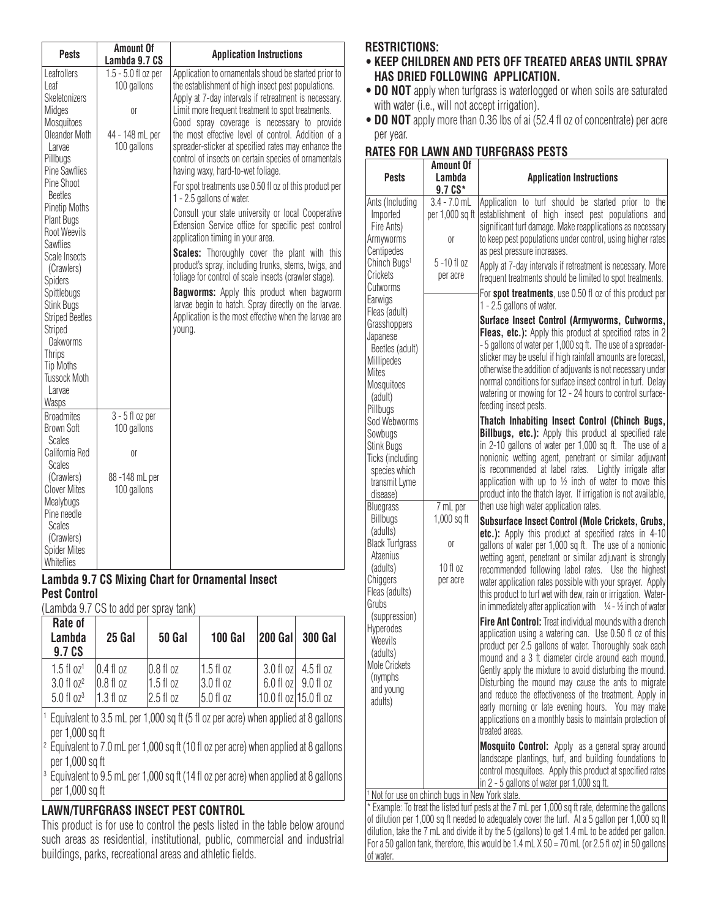| Pests | Amount Of Lambda 9.7 CS | Application Instructions |
|---|---|---|
| Leafrollers<br>Leaf Skeletonizers<br>Midges<br>Mosquitoes<br>Oleander Moth Larvae<br>Pillbugs<br>Pine Sawflies<br>Pine Shoot Beetles<br>Pinetip Moths<br>Plant Bugs<br>Root Weevils<br>Sawflies<br>Scale Insects (Crawlers)<br>Spiders<br>Spittlebugs<br>Stink Bugs<br>Striped Beetles<br>Striped Oakworms<br>Thrips<br>Tip Moths<br>Tussock Moth Larvae<br>Wasps | 1.5 - 5.0 fl oz per 100 gallons<br><br>or<br><br>44 - 148 mL per 100 gallons | Application to ornamentals shoud be started prior to the establishment of high insect pest populations. Apply at 7-day intervals if retreatment is necessary. Limit more frequent treatment to spot treatments. Good spray coverage is necessary to provide the most effective level of control. Addition of a spreader-sticker at specified rates may enhance the control of insects on certain species of ornamentals having waxy, hard-to-wet foliage.<br><br>For spot treatments use 0.50 fl oz of this product per 1 - 2.5 gallons of water.<br><br>Consult your state university or local Cooperative Extension Service office for specific pest control application timing in your area.<br><br>**Scales:** Thoroughly cover the plant with this product's spray, including trunks, stems, twigs, and foliage for control of scale insects (crawler stage).<br><br>**Bagworms:** Apply this product when bagworm larvae begin to hatch. Spray directly on the larvae. Application is the most effective when the larvae are young. |
| Broadmites<br>Brown Soft Scales<br>California Red Scales (Crawlers)<br>Clover Mites<br>Mealybugs<br>Pine needle Scales (Crawlers)<br>Spider Mites<br>Whiteflies | 3 - 5 fl oz per 100 gallons<br><br>or<br><br>88 -148 mL per 100 gallons | |

### Lambda 9.7 CS Mixing Chart for Ornamental Insect Pest Control

(Lambda 9.7 CS to add per spray tank)

| Rate of Lambda 9.7 CS | 25 Gal | 50 Gal | 100 Gal | 200 Gal | 300 Gal |
|---|---|---|---|---|---|
| 1.5 fl oz[1] | 0.4 fl oz | 0.8 fl oz | 1.5 fl oz | 3.0 fl oz | 4.5 fl oz |
| 3.0 fl oz[2] | 0.8 fl oz | 1.5 fl oz | 3.0 fl oz | 6.0 fl oz | 9.0 fl oz |
| 5.0 fl oz[3] | 1.3 fl oz | 2.5 fl oz | 5.0 fl oz | 10.0 fl oz | 15.0 fl oz |

[1] Equivalent to 3.5 mL per 1,000 sq ft (5 fl oz per acre) when applied at 8 gallons per 1,000 sq ft

[2] Equivalent to 7.0 mL per 1,000 sq ft (10 fl oz per acre) when applied at 8 gallons per 1,000 sq ft

[3] Equivalent to 9.5 mL per 1,000 sq ft (14 fl oz per acre) when applied at 8 gallons per 1,000 sq ft

### LAWN/TURFGRASS INSECT PEST CONTROL

This product is for use to control the pests listed in the table below around such areas as residential, institutional, public, commercial and industrial buildings, parks, recreational areas and athletic fields.

### RESTRICTIONS:

- **KEEP CHILDREN AND PETS OFF TREATED AREAS UNTIL SPRAY HAS DRIED FOLLOWING APPLICATION.**
- **DO NOT** apply when turfgrass is waterlogged or when soils are saturated with water (i.e., will not accept irrigation).
- **DO NOT** apply more than 0.36 lbs of ai (52.4 fl oz of concentrate) per acre per year.

### RATES FOR LAWN AND TURFGRASS PESTS

| Pests | Amount Of Lambda 9.7 CS* | Application Instructions |
|---|---|---|
| Ants (Including Imported Fire Ants)<br>Armyworms<br>Centipedes<br>Chinch Bugs[1]<br>Crickets<br>Cutworms<br>Earwigs<br>Fleas (adult)<br>Grasshoppers<br>Japanese Beetles (adult)<br>Millipedes<br>Mites<br>Mosquitoes (adult)<br>Pillbugs<br>Sod Webworms<br>Sowbugs<br>Stink Bugs<br>Ticks (including species which transmit Lyme disease) | 3.4 - 7.0 mL per 1,000 sq ft<br><br>or<br><br>5 -10 fl oz per acre | Application to turf should be started prior to the establishment of high insect pest populations and significant turf damage. Make reapplications as necessary to keep pest populations under control, using higher rates as pest pressure increases.<br><br>Apply at 7-day intervals if retreatment is necessary. More frequent treatments should be limited to spot treatments.<br><br>For **spot treatments**, use 0.50 fl oz of this product per 1 - 2.5 gallons of water.<br><br>**Surface Insect Control (Armyworms, Cutworms, Fleas, etc.):** Apply this product at specified rates in 2 - 5 gallons of water per 1,000 sq ft. The use of a spreader-sticker may be useful if high rainfall amounts are forecast, otherwise the addition of adjuvants is not necessary under normal conditions for surface insect control in turf. Delay watering or mowing for 12 - 24 hours to control surface-feeding insect pests.<br><br>**Thatch Inhabiting Insect Control (Chinch Bugs, Billbugs, etc.):** Apply this product at specified rate in 2-10 gallons of water per 1,000 sq ft. The use of a nonionic wetting agent, penetrant or similar adjuvant is recommended at label rates. Lightly irrigate after application with up to ½ inch of water to move this product into the thatch layer. If irrigation is not available, then use high water application rates. |
| Bluegrass Billbugs (adults)<br>Black Turfgrass Ataenius (adults)<br>Chiggers<br>Fleas (adults)<br>Grubs (suppression)<br>Hyperodes Weevils (adults)<br>Mole Crickets (nymphs and young adults) | 7 mL per 1,000 sq ft<br><br>or<br><br>10 fl oz per acre | **Subsurface Insect Control (Mole Crickets, Grubs, etc.):** Apply this product at specified rates in 4-10 gallons of water per 1,000 sq ft. The use of a nonionic wetting agent, penetrant or similar adjuvant is strongly recommended following label rates. Use the highest water application rates possible with your sprayer. Apply this product to turf wet with dew, rain or irrigation. Water-in immediately after application with ¼ - ½ inch of water<br><br>**Fire Ant Control:** Treat individual mounds with a drench application using a watering can. Use 0.50 fl oz of this product per 2.5 gallons of water. Thoroughly soak each mound and a 3 ft diameter circle around each mound. Gently apply the mixture to avoid disturbing the mound. Disturbing the mound may cause the ants to migrate and reduce the effectiveness of the treatment. Apply in early morning or late evening hours. You may make applications on a monthly basis to maintain protection of treated areas.<br><br>**Mosquito Control:** Apply as a general spray around landscape plantings, turf, and building foundations to control mosquitoes. Apply this product at specified rates in 2 - 5 gallons of water per 1,000 sq ft. |

[1] Not for use on chinch bugs in New York state.

\* Example: To treat the listed turf pests at the 7 mL per 1,000 sq ft rate, determine the gallons of dilution per 1,000 sq ft needed to adequately cover the turf. At a 5 gallon per 1,000 sq ft dilution, take the 7 mL and divide it by the 5 (gallons) to get 1.4 mL to be added per gallon. For a 50 gallon tank, therefore, this would be 1.4 mL X 50 = 70 mL (or 2.5 fl oz) in 50 gallons of water.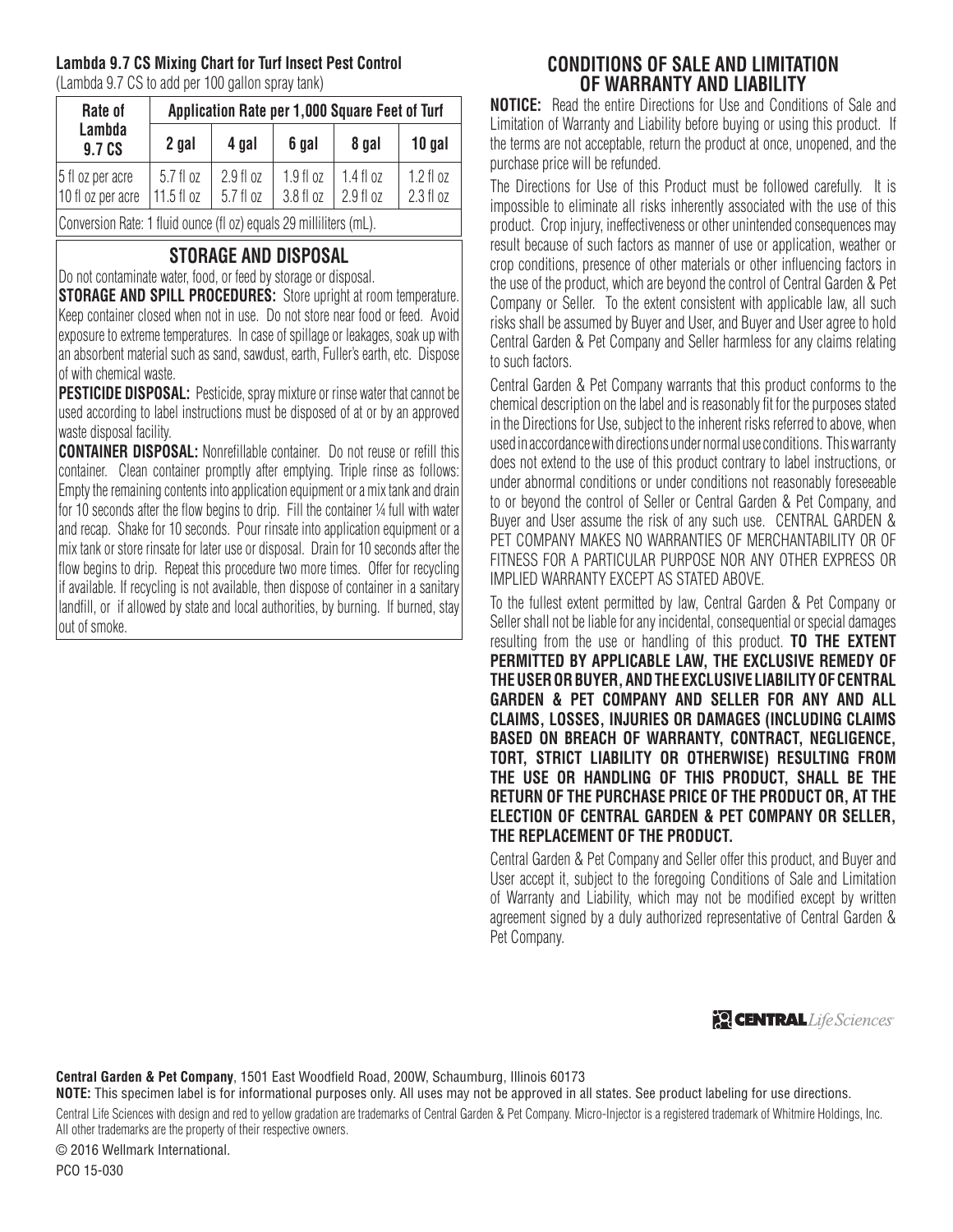**Lambda 9.7 CS Mixing Chart for Turf Insect Pest Control**
(Lambda 9.7 CS to add per 100 gallon spray tank)

| Rate of Lambda 9.7 CS | Application Rate per 1,000 Square Feet of Turf | | | | |
|---|---|---|---|---|---|
| | 2 gal | 4 gal | 6 gal | 8 gal | 10 gal |
| 5 fl oz per acre | 5.7 fl oz | 2.9 fl oz | 1.9 fl oz | 1.4 fl oz | 1.2 fl oz |
| 10 fl oz per acre | 11.5 fl oz | 5.7 fl oz | 3.8 fl oz | 2.9 fl oz | 2.3 fl oz |

Conversion Rate: 1 fluid ounce (fl oz) equals 29 milliliters (mL).

## STORAGE AND DISPOSAL

Do not contaminate water, food, or feed by storage or disposal.

**STORAGE AND SPILL PROCEDURES:** Store upright at room temperature. Keep container closed when not in use. Do not store near food or feed. Avoid exposure to extreme temperatures. In case of spillage or leakages, soak up with an absorbent material such as sand, sawdust, earth, Fuller's earth, etc. Dispose of with chemical waste.

**PESTICIDE DISPOSAL:** Pesticide, spray mixture or rinse water that cannot be used according to label instructions must be disposed of at or by an approved waste disposal facility.

**CONTAINER DISPOSAL:** Nonrefillable container. Do not reuse or refill this container. Clean container promptly after emptying. Triple rinse as follows: Empty the remaining contents into application equipment or a mix tank and drain for 10 seconds after the flow begins to drip. Fill the container ¼ full with water and recap. Shake for 10 seconds. Pour rinsate into application equipment or a mix tank or store rinsate for later use or disposal. Drain for 10 seconds after the flow begins to drip. Repeat this procedure two more times. Offer for recycling if available. If recycling is not available, then dispose of container in a sanitary landfill, or if allowed by state and local authorities, by burning. If burned, stay out of smoke.

## CONDITIONS OF SALE AND LIMITATION OF WARRANTY AND LIABILITY

**NOTICE:** Read the entire Directions for Use and Conditions of Sale and Limitation of Warranty and Liability before buying or using this product. If the terms are not acceptable, return the product at once, unopened, and the purchase price will be refunded.

The Directions for Use of this Product must be followed carefully. It is impossible to eliminate all risks inherently associated with the use of this product. Crop injury, ineffectiveness or other unintended consequences may result because of such factors as manner of use or application, weather or crop conditions, presence of other materials or other influencing factors in the use of the product, which are beyond the control of Central Garden & Pet Company or Seller. To the extent consistent with applicable law, all such risks shall be assumed by Buyer and User, and Buyer and User agree to hold Central Garden & Pet Company and Seller harmless for any claims relating to such factors.

Central Garden & Pet Company warrants that this product conforms to the chemical description on the label and is reasonably fit for the purposes stated in the Directions for Use, subject to the inherent risks referred to above, when used in accordance with directions under normal use conditions. This warranty does not extend to the use of this product contrary to label instructions, or under abnormal conditions or under conditions not reasonably foreseeable to or beyond the control of Seller or Central Garden & Pet Company, and Buyer and User assume the risk of any such use. CENTRAL GARDEN & PET COMPANY MAKES NO WARRANTIES OF MERCHANTABILITY OR OF FITNESS FOR A PARTICULAR PURPOSE NOR ANY OTHER EXPRESS OR IMPLIED WARRANTY EXCEPT AS STATED ABOVE.

To the fullest extent permitted by law, Central Garden & Pet Company or Seller shall not be liable for any incidental, consequential or special damages resulting from the use or handling of this product. **TO THE EXTENT PERMITTED BY APPLICABLE LAW, THE EXCLUSIVE REMEDY OF THE USER OR BUYER, AND THE EXCLUSIVE LIABILITY OF CENTRAL GARDEN & PET COMPANY AND SELLER FOR ANY AND ALL CLAIMS, LOSSES, INJURIES OR DAMAGES (INCLUDING CLAIMS BASED ON BREACH OF WARRANTY, CONTRACT, NEGLIGENCE, TORT, STRICT LIABILITY OR OTHERWISE) RESULTING FROM THE USE OR HANDLING OF THIS PRODUCT, SHALL BE THE RETURN OF THE PURCHASE PRICE OF THE PRODUCT OR, AT THE ELECTION OF CENTRAL GARDEN & PET COMPANY OR SELLER, THE REPLACEMENT OF THE PRODUCT.**

Central Garden & Pet Company and Seller offer this product, and Buyer and User accept it, subject to the foregoing Conditions of Sale and Limitation of Warranty and Liability, which may not be modified except by written agreement signed by a duly authorized representative of Central Garden & Pet Company.

CENTRAL *Life Sciences*

**Central Garden & Pet Company**, 1501 East Woodfield Road, 200W, Schaumburg, Illinois 60173

**NOTE:** This specimen label is for informational purposes only. All uses may not be approved in all states. See product labeling for use directions.

Central Life Sciences with design and red to yellow gradation are trademarks of Central Garden & Pet Company. Micro-Injector is a registered trademark of Whitmire Holdings, Inc. All other trademarks are the property of their respective owners.

© 2016 Wellmark International.

PCO 15-030